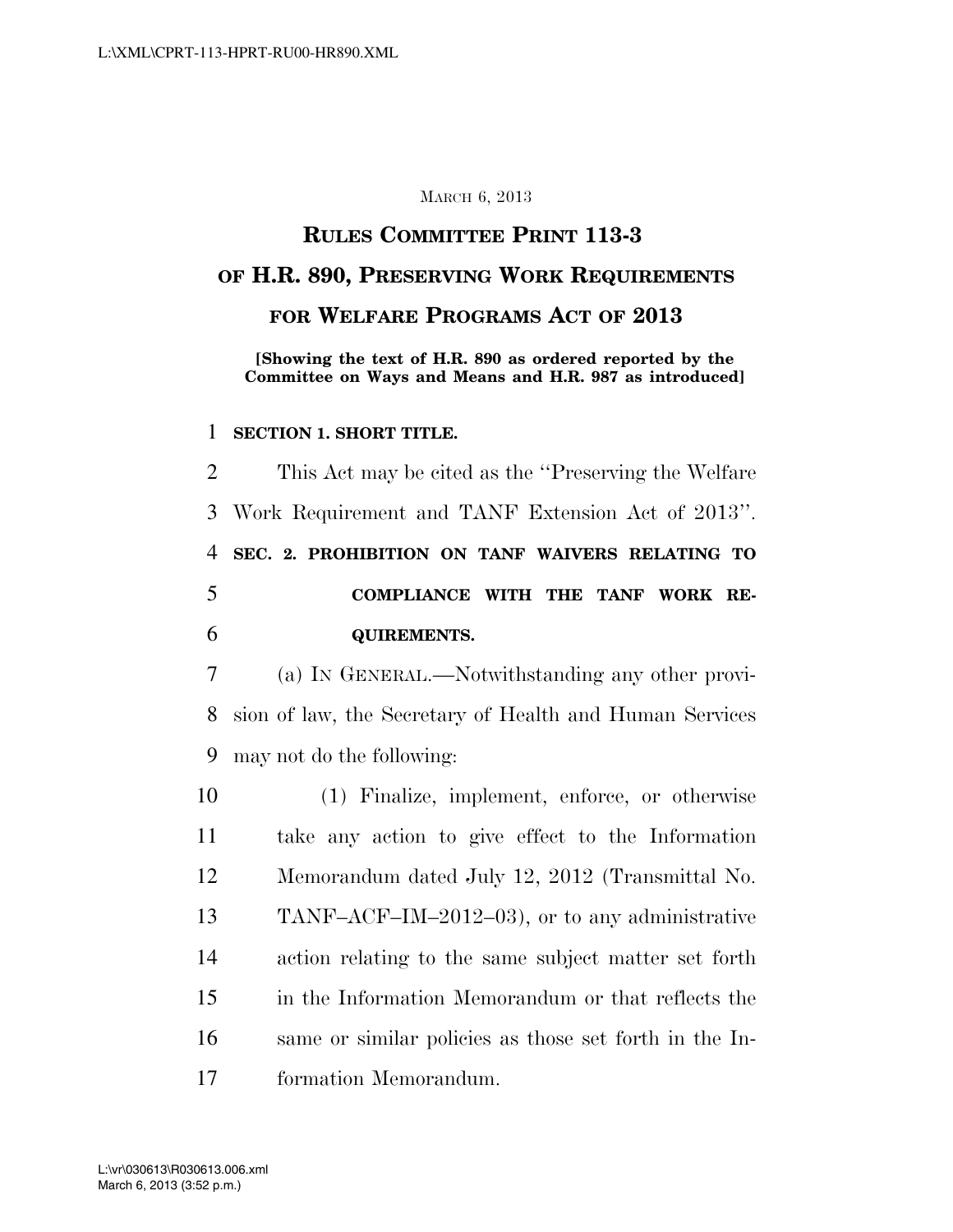MARCH 6, 2013

# RULES COMMITTEE PRINT 113-3 OF H.R. 890, PRESERVING WORK REQUIREMENTS FOR WELFARE PROGRAMS ACT OF 2013

**[Showing the text of H.R. 890 as ordered reported by the Committee on Ways and Means and H.R. 987 as introduced]**

**SECTION 1. SHORT TITLE.**

This Act may be cited as the ''Preserving the Welfare Work Requirement and TANF Extension Act of 2013''.

**SEC. 2. PROHIBITION ON TANF WAIVERS RELATING TO COMPLIANCE WITH THE TANF WORK REQUIREMENTS.**

(a) IN GENERAL.—Notwithstanding any other provision of law, the Secretary of Health and Human Services may not do the following:

(1) Finalize, implement, enforce, or otherwise take any action to give effect to the Information Memorandum dated July 12, 2012 (Transmittal No. TANF–ACF–IM–2012–03), or to any administrative action relating to the same subject matter set forth in the Information Memorandum or that reflects the same or similar policies as those set forth in the Information Memorandum.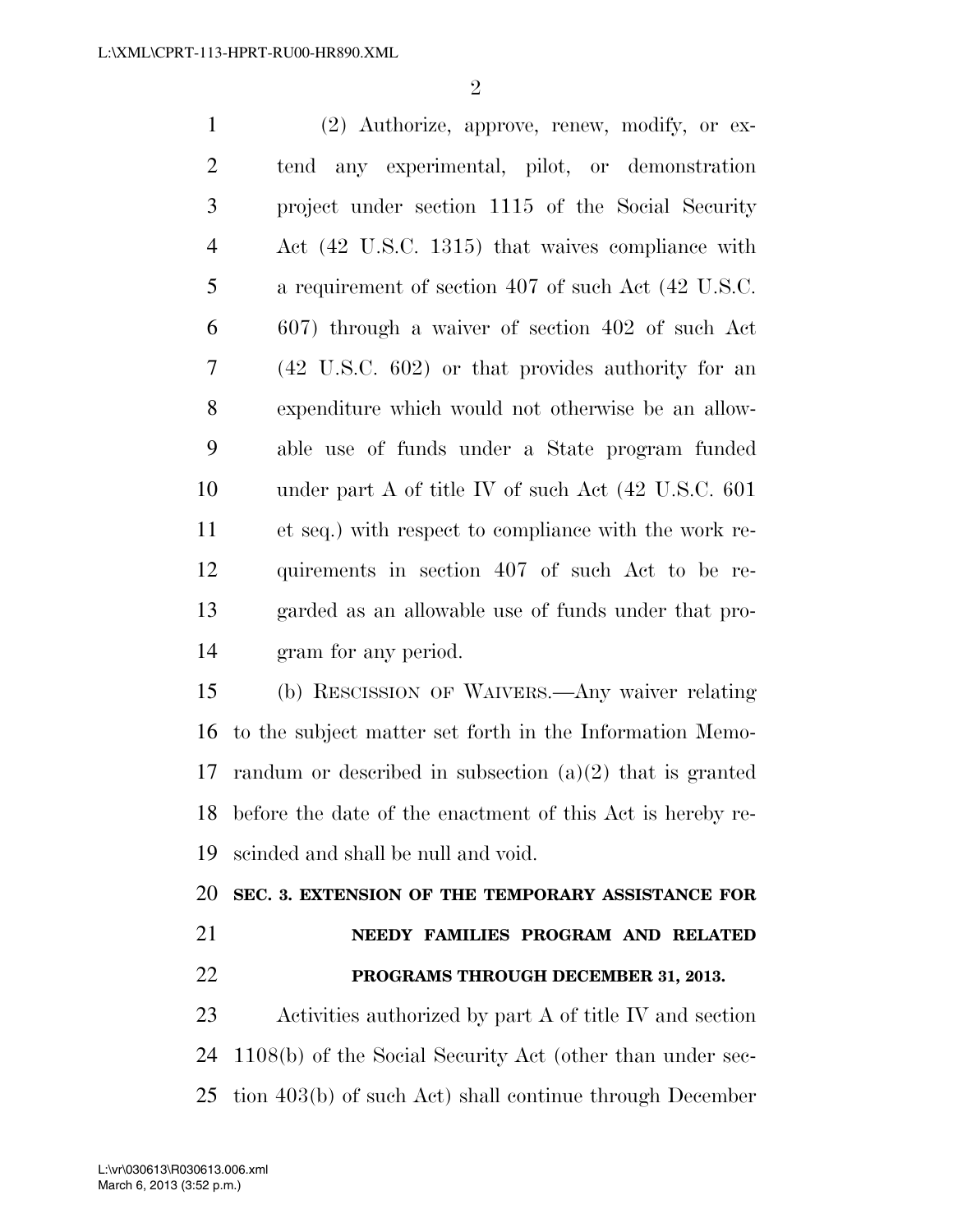(2) Authorize, approve, renew, modify, or extend any experimental, pilot, or demonstration project under section 1115 of the Social Security Act (42 U.S.C. 1315) that waives compliance with a requirement of section 407 of such Act (42 U.S.C. 607) through a waiver of section 402 of such Act (42 U.S.C. 602) or that provides authority for an expenditure which would not otherwise be an allowable use of funds under a State program funded under part A of title IV of such Act (42 U.S.C. 601 et seq.) with respect to compliance with the work requirements in section 407 of such Act to be regarded as an allowable use of funds under that program for any period.

(b) RESCISSION OF WAIVERS.—Any waiver relating to the subject matter set forth in the Information Memorandum or described in subsection (a)(2) that is granted before the date of the enactment of this Act is hereby rescinded and shall be null and void.

**SEC. 3. EXTENSION OF THE TEMPORARY ASSISTANCE FOR NEEDY FAMILIES PROGRAM AND RELATED PROGRAMS THROUGH DECEMBER 31, 2013.**

Activities authorized by part A of title IV and section 1108(b) of the Social Security Act (other than under section 403(b) of such Act) shall continue through December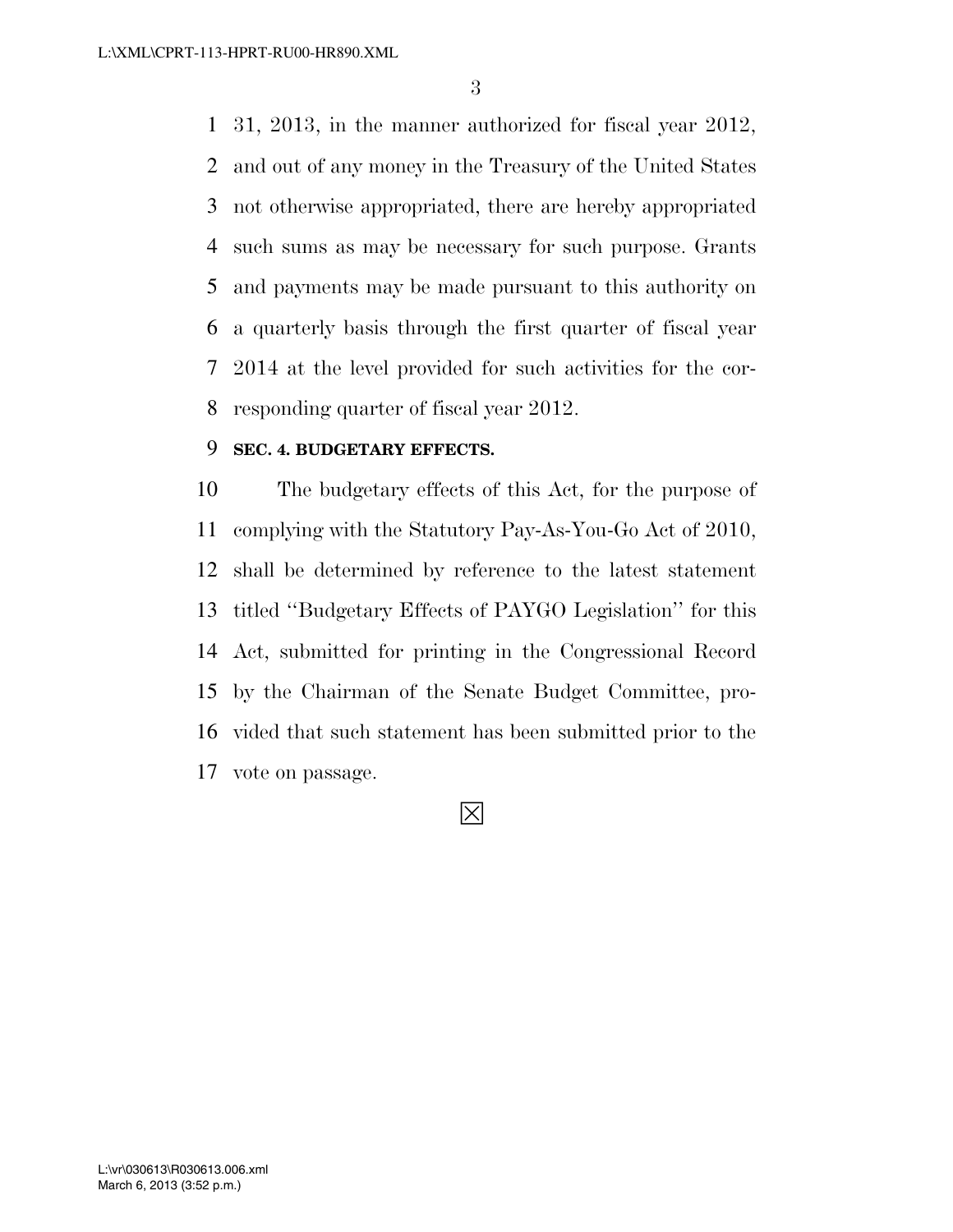31, 2013, in the manner authorized for fiscal year 2012, and out of any money in the Treasury of the United States not otherwise appropriated, there are hereby appropriated such sums as may be necessary for such purpose. Grants and payments may be made pursuant to this authority on a quarterly basis through the first quarter of fiscal year 2014 at the level provided for such activities for the corresponding quarter of fiscal year 2012.

**SEC. 4. BUDGETARY EFFECTS.**

The budgetary effects of this Act, for the purpose of complying with the Statutory Pay-As-You-Go Act of 2010, shall be determined by reference to the latest statement titled "Budgetary Effects of PAYGO Legislation" for this Act, submitted for printing in the Congressional Record by the Chairman of the Senate Budget Committee, provided that such statement has been submitted prior to the vote on passage.